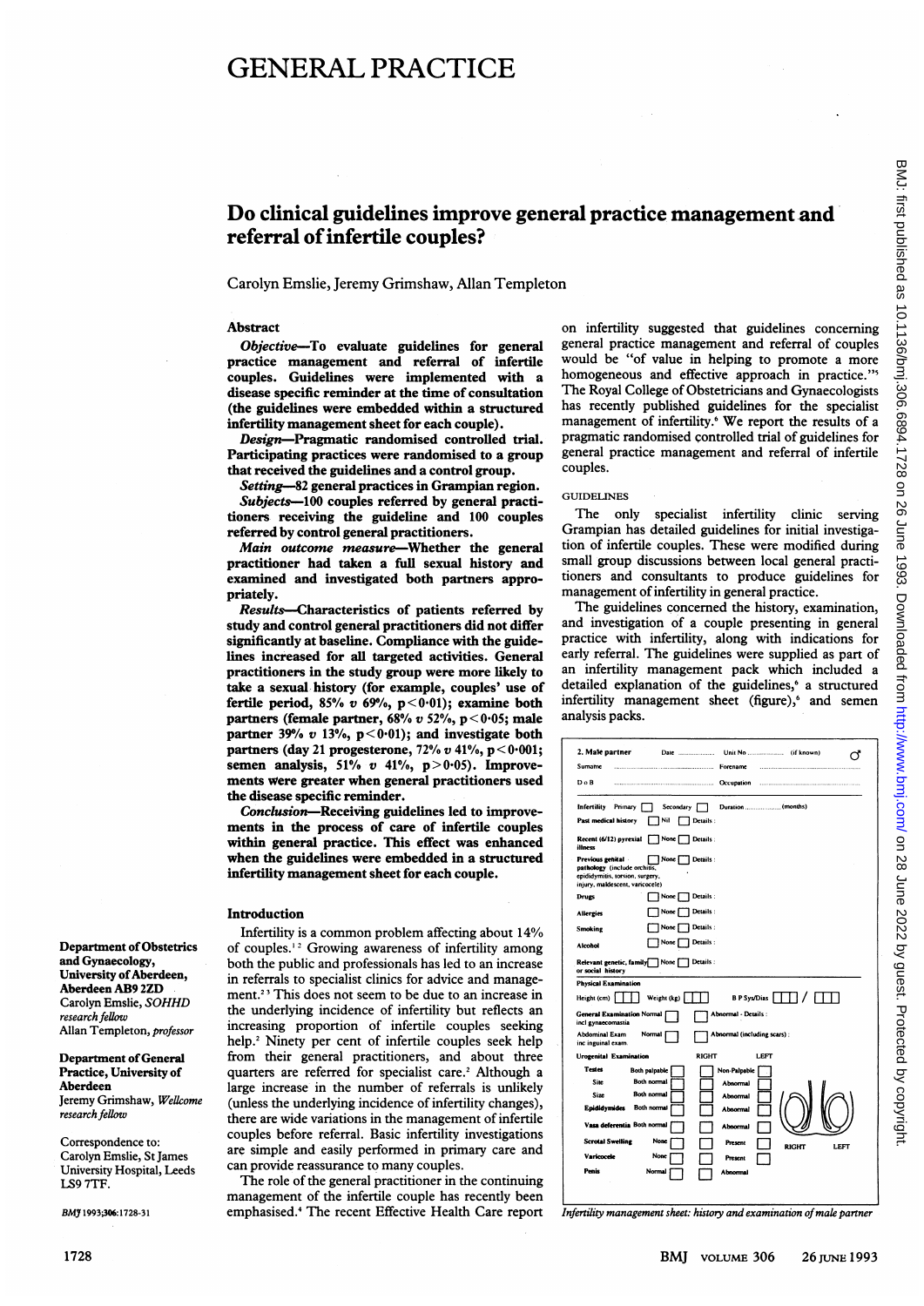# GENERAL PRACTICE

## Do clinical guidelines improve general practice management and referral of infertile couples?

Carolyn Emslie, Jeremy Grimshaw, Allan Templeton

### Abstract

*Objective*—To evaluate guidelines for general practice management and referral of infertile couples. Guidelines were implemented with a disease specific reminder at the time of consultation (the guidelines were embedded within a structured infertility management sheet for each couple).

*Design*—Pragmatic randomised controlled trial. Participating practices were randomised to a group that received the guidelines and a control group.

*Setting*—82 general practices in Grampian region.

*Subjects*—100 couples referred by general practitioners receiving the guideline and 100 couples referred by control general practitioners.

*Main outcome measure*—Whether the general practitioner had taken a full sexual history and examined and investigated both partners appropriately.

*Results*—Characteristics of patients referred by study and control general practitioners did not differ significantly at baseline. Compliance with the guidelines increased for all targeted activities. General practitioners in the study group were more likely to take a sexual history (for example, couples' use of fertile period, 85% v 69%, $p<0.01$); examine both partners (female partner, 68% v 52%, $p<0.05$; male partner 39% v 13%, $p<0.01$); and investigate both partners (day 21 progesterone, 72% v 41%, $p<0.001$; semen analysis, 51% v 41%, $p>0.05$). Improvements were greater when general practitioners used the disease specific reminder.

*Conclusion*—Receiving guidelines led to improvements in the process of care of infertile couples within general practice. This effect was enhanced when the guidelines were embedded in a structured infertility management sheet for each couple.

### Introduction

Infertility is a common problem affecting about 14% of couples.[1,2] Growing awareness of infertility among both the public and professionals has led to an increase in referrals to specialist clinics for advice and management.[2,3] This does not seem to be due to an increase in the underlying incidence of infertility but reflects an increasing proportion of infertile couples seeking help.[2] Ninety per cent of infertile couples seek help from their general practitioners, and about three quarters are referred for specialist care.[2] Although a large increase in the number of referrals is unlikely (unless the underlying incidence of infertility changes), there are wide variations in the management of infertile couples before referral. Basic infertility investigations are simple and easily performed in primary care and can provide reassurance to many couples.

The role of the general practitioner in the continuing management of the infertile couple has recently been emphasised.[4] The recent Effective Health Care report on infertility suggested that guidelines concerning general practice management and referral of couples would be "of value in helping to promote a more homogeneous and effective approach in practice."[5] The Royal College of Obstetricians and Gynaecologists has recently published guidelines for the specialist management of infertility.[6] We report the results of a pragmatic randomised controlled trial of guidelines for general practice management and referral of infertile couples.

#### GUIDELINES

The only specialist infertility clinic serving Grampian has detailed guidelines for initial investigation of infertile couples. These were modified during small group discussions between local general practitioners and consultants to produce guidelines for management of infertility in general practice.

The guidelines concerned the history, examination, and investigation of a couple presenting in general practice with infertility, along with indications for early referral. The guidelines were supplied as part of an infertility management pack which included a detailed explanation of the guidelines,[6] a structured infertility management sheet (figure),[6] and semen analysis packs.

| **2. Male partner** | Date .................. | Unit No .................. (if known) |
|---|---|---|
| Surname .................. | | Forename .................. |
| D o B .................. | | Occupation .................. |
| Infertility: Primary ☐ Secondary ☐ | | Duration .................. (months) |
| Past medical history | ☐ Nil ☐ Details: | |
| Recent (6/12) pyrexial illness | ☐ None ☐ Details: | |
| Previous genital pathology (include orchitis, epididymitis, torsion, surgery, injury, maldescent, varicocele) | ☐ None ☐ Details: | |
| Drugs | ☐ None ☐ Details: | |
| Allergies | ☐ None ☐ Details: | |
| Smoking | ☐ None ☐ Details: | |
| Alcohol | ☐ None ☐ Details: | |
| Relevant genetic, family or social history | ☐ None ☐ Details: | |
| **Physical Examination** | | |
| Height (cm) ☐☐☐ | Weight (kg) ☐☐☐ | B P Sys/Dias ☐☐☐ / ☐☐☐ |
| General Examination incl gynaecomastia | Normal ☐ | ☐ Abnormal - Details: |
| Abdominal Exam inc inguinal exam. | Normal ☐ | ☐ Abnormal (including scars): |
| **Urogenital Examination** | RIGHT | LEFT |
| Testes: Both palpable ☐ | ☐ Non-Palpable ☐ | |
| Site: Both normal ☐ | ☐ Abnormal ☐ | |
| Size: Both normal ☐ | ☐ Abnormal ☐ | |
| Epididymides: Both normal ☐ | ☐ Abnormal ☐ | |
| Vasa deferentia: Both normal ☐ | ☐ Abnormal ☐ | |
| Scrotal Swelling: None ☐ | ☐ Present ☐ | |
| Varicocele: None ☐ | ☐ Present ☐ | |
| Penis: Normal ☐ | ☐ Abnormal | |

*Infertility management sheet: history and examination of male partner*

Department of Obstetrics and Gynaecology, University of Aberdeen, Aberdeen AB9 2ZD
Carolyn Emslie, *SOHHD research fellow*
Allan Templeton, *professor*

Department of General Practice, University of Aberdeen
Jeremy Grimshaw, *Wellcome research fellow*

Correspondence to: Carolyn Emslie, St James University Hospital, Leeds LS9 7TF.

*BMJ* 1993;306:1728-31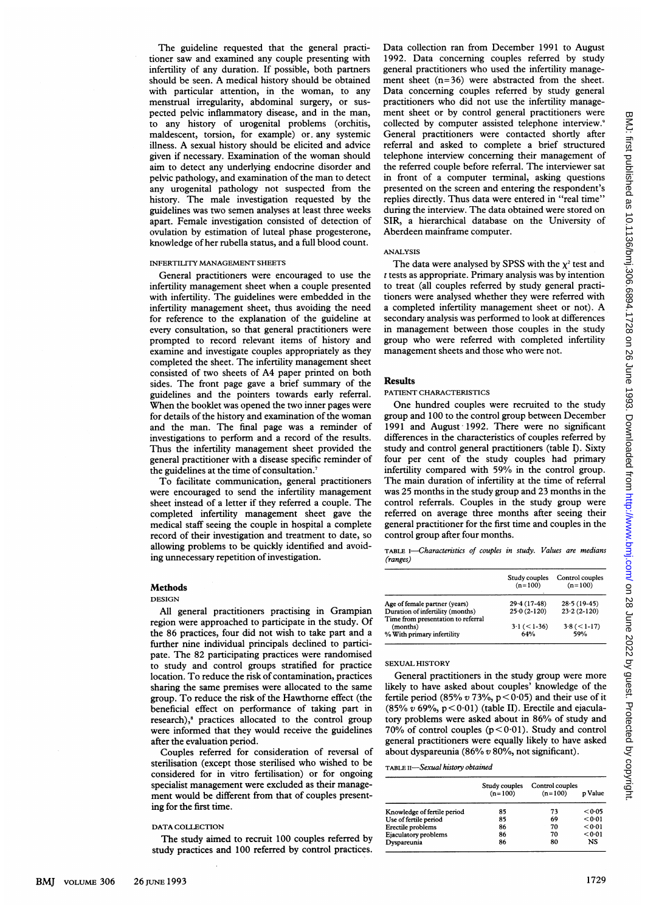The guideline requested that the general practitioner saw and examined any couple presenting with infertility of any duration. If possible, both partners should be seen. A medical history should be obtained with particular attention, in the woman, to any menstrual irregularity, abdominal surgery, or suspected pelvic inflammatory disease, and in the man, to any history of urogenital problems (orchitis, maldescent, torsion, for example) or any systemic illness. A sexual history should be elicited and advice given if necessary. Examination of the woman should aim to detect any underlying endocrine disorder and pelvic pathology, and examination of the man to detect any urogenital pathology not suspected from the history. The male investigation requested by the guidelines was two semen analyses at least three weeks apart. Female investigation consisted of detection of ovulation by estimation of luteal phase progesterone, knowledge of her rubella status, and a full blood count.

#### INFERTILITY MANAGEMENT SHEETS

General practitioners were encouraged to use the infertility management sheet when a couple presented with infertility. The guidelines were embedded in the infertility management sheet, thus avoiding the need for reference to the explanation of the guideline at every consultation, so that general practitioners were prompted to record relevant items of history and examine and investigate couples appropriately as they completed the sheet. The infertility management sheet consisted of two sheets of A4 paper printed on both sides. The front page gave a brief summary of the guidelines and the pointers towards early referral. When the booklet was opened the two inner pages were for details of the history and examination of the woman and the man. The final page was a reminder of investigations to perform and a record of the results. Thus the infertility management sheet provided the general practitioner with a disease specific reminder of the guidelines at the time of consultation.[7]

To facilitate communication, general practitioners were encouraged to send the infertility management sheet instead of a letter if they referred a couple. The completed infertility management sheet gave the medical staff seeing the couple in hospital a complete record of their investigation and treatment to date, so allowing problems to be quickly identified and avoiding unnecessary repetition of investigation.

## Methods

#### DESIGN

All general practitioners practising in Grampian region were approached to participate in the study. Of the 86 practices, four did not wish to take part and a further nine individual principals declined to participate. The 82 participating practices were randomised to study and control groups stratified for practice location. To reduce the risk of contamination, practices sharing the same premises were allocated to the same group. To reduce the risk of the Hawthorne effect (the beneficial effect on performance of taking part in research),[8] practices allocated to the control group were informed that they would receive the guidelines after the evaluation period.

Couples referred for consideration of reversal of sterilisation (except those sterilised who wished to be considered for in vitro fertilisation) or for ongoing specialist management were excluded as their management would be different from that of couples presenting for the first time.

#### DATA COLLECTION

The study aimed to recruit 100 couples referred by study practices and 100 referred by control practices. Data collection ran from December 1991 to August 1992. Data concerning couples referred by study general practitioners who used the infertility management sheet (n=36) were abstracted from the sheet. Data concerning couples referred by study general practitioners who did not use the infertility management sheet or by control general practitioners were collected by computer assisted telephone interview.[9] General practitioners were contacted shortly after referral and asked to complete a brief structured telephone interview concerning their management of the referred couple before referral. The interviewer sat in front of a computer terminal, asking questions presented on the screen and entering the respondent's replies directly. Thus data were entered in "real time" during the interview. The data obtained were stored on SIR, a hierarchical database on the University of Aberdeen mainframe computer.

#### ANALYSIS

The data were analysed by SPSS with the $\chi^2$ test and $t$ tests as appropriate. Primary analysis was by intention to treat (all couples referred by study general practitioners were analysed whether they were referred with a completed infertility management sheet or not). A secondary analysis was performed to look at differences in management between those couples in the study group who were referred with completed infertility management sheets and those who were not.

## Results

#### PATIENT CHARACTERISTICS

One hundred couples were recruited to the study group and 100 to the control group between December 1991 and August 1992. There were no significant differences in the characteristics of couples referred by study and control general practitioners (table I). Sixty four per cent of the study couples had primary infertility compared with 59% in the control group. The main duration of infertility at the time of referral was 25 months in the study group and 23 months in the control referrals. Couples in the study group were referred on average three months after seeing their general practitioner for the first time and couples in the control group after four months.

TABLE I—*Characteristics of couples in study. Values are medians (ranges)*

| | Study couples (n=100) | Control couples (n=100) |
|---|---|---|
| Age of female partner (years) | 29·4 (17-48) | 28·5 (19-45) |
| Duration of infertility (months) | 25·0 (2-120) | 23·2 (2-120) |
| Time from presentation to referral (months) | 3·1 (<1-36) | 3·8 (<1-17) |
| % With primary infertility | 64% | 59% |

#### SEXUAL HISTORY

General practitioners in the study group were more likely to have asked about couples' knowledge of the fertile period (85% v 73%, $p<0·05$) and their use of it (85% v 69%, $p<0·01$) (table II). Erectile and ejaculatory problems were asked about in 86% of study and 70% of control couples ($p<0·01$). Study and control general practitioners were equally likely to have asked about dyspareunia (86% v 80%, not significant).

TABLE II—*Sexual history obtained*

| | Study couples (n=100) | Control couples (n=100) | p Value |
|---|---|---|---|
| Knowledge of fertile period | 85 | 73 | <0·05 |
| Use of fertile period | 85 | 69 | <0·01 |
| Erectile problems | 86 | 70 | <0·01 |
| Ejaculatory problems | 86 | 70 | <0·01 |
| Dyspareunia | 86 | 80 | NS |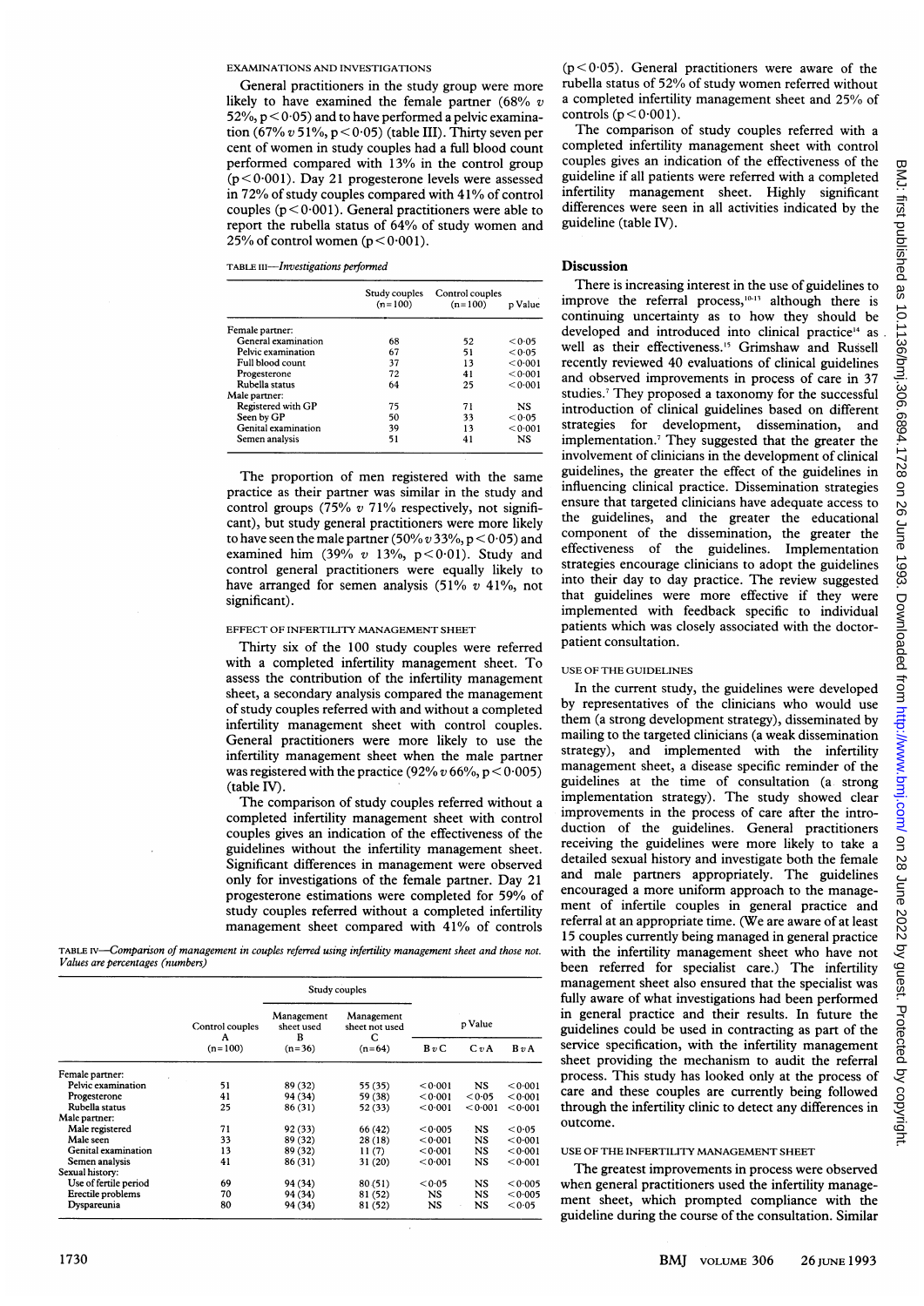EXAMINATIONS AND INVESTIGATIONS

General practitioners in the study group were more likely to have examined the female partner (68% $v$ 52%, $p<0\cdot05$) and to have performed a pelvic examination (67% $v$ 51%, $p<0\cdot05$) (table III). Thirty seven per cent of women in study couples had a full blood count performed compared with 13% in the control group ($p<0\cdot001$). Day 21 progesterone levels were assessed in 72% of study couples compared with 41% of control couples ($p<0\cdot001$). General practitioners were able to report the rubella status of 64% of study women and 25% of control women ($p<0\cdot001$).

TABLE III—*Investigations performed*

| | Study couples (n=100) | Control couples (n=100) | p Value |
|---|---|---|---|
| Female partner: | | | |
| General examination | 68 | 52 | <0·05 |
| Pelvic examination | 67 | 51 | <0·05 |
| Full blood count | 37 | 13 | <0·001 |
| Progesterone | 72 | 41 | <0·001 |
| Rubella status | 64 | 25 | <0·001 |
| Male partner: | | | |
| Registered with GP | 75 | 71 | NS |
| Seen by GP | 50 | 33 | <0·05 |
| Genital examination | 39 | 13 | <0·001 |
| Semen analysis | 51 | 41 | NS |

The proportion of men registered with the same practice as their partner was similar in the study and control groups (75% $v$ 71% respectively, not significant), but study general practitioners were more likely to have seen the male partner (50% $v$ 33%, $p<0\cdot05$) and examined him (39% $v$ 13%, $p<0\cdot01$). Study and control general practitioners were equally likely to have arranged for semen analysis (51% $v$ 41%, not significant).

EFFECT OF INFERTILITY MANAGEMENT SHEET

Thirty six of the 100 study couples were referred with a completed infertility management sheet. To assess the contribution of the infertility management sheet, a secondary analysis compared the management of study couples referred with and without a completed infertility management sheet with control couples. General practitioners were more likely to use the infertility management sheet when the male partner was registered with the practice (92% $v$ 66%, $p<0\cdot005$) (table IV).

The comparison of study couples referred without a completed infertility management sheet with control couples gives an indication of the effectiveness of the guidelines without the infertility management sheet. Significant differences in management were observed only for investigations of the female partner. Day 21 progesterone estimations were completed for 59% of study couples referred without a completed infertility management sheet compared with 41% of controls ($p<0\cdot05$). General practitioners were aware of the rubella status of 52% of study women referred without a completed infertility management sheet and 25% of controls ($p<0\cdot001$).

The comparison of study couples referred with a completed infertility management sheet with control couples gives an indication of the effectiveness of the guideline if all patients were referred with a completed infertility management sheet. Highly significant differences were seen in all activities indicated by the guideline (table IV).

TABLE IV—*Comparison of management in couples referred using infertility management sheet and those not. Values are percentages (numbers)*

| | Control couples A (n=100) | Study couples: Management sheet used B (n=36) | Study couples: Management sheet not used C (n=64) | p Value: B $v$ C | p Value: C $v$ A | p Value: B $v$ A |
|---|---|---|---|---|---|---|
| Female partner: | | | | | | |
| Pelvic examination | 51 | 89 (32) | 55 (35) | <0·001 | NS | <0·001 |
| Progesterone | 41 | 94 (34) | 59 (38) | <0·001 | <0·05 | <0·001 |
| Rubella status | 25 | 86 (31) | 52 (33) | <0·001 | <0·001 | <0·001 |
| Male partner: | | | | | | |
| Male registered | 71 | 92 (33) | 66 (42) | <0·005 | NS | <0·05 |
| Male seen | 33 | 89 (32) | 28 (18) | <0·001 | NS | <0·001 |
| Genital examination | 13 | 89 (32) | 11 (7) | <0·001 | NS | <0·001 |
| Semen analysis | 41 | 86 (31) | 31 (20) | <0·001 | NS | <0·001 |
| Sexual history: | | | | | | |
| Use of fertile period | 69 | 94 (34) | 80 (51) | <0·05 | NS | <0·005 |
| Erectile problems | 70 | 94 (34) | 81 (52) | NS | NS | <0·005 |
| Dyspareunia | 80 | 94 (34) | 81 (52) | NS | NS | <0·05 |

## Discussion

There is increasing interest in the use of guidelines to improve the referral process,[10-13] although there is continuing uncertainty as to how they should be developed and introduced into clinical practice[14] as well as their effectiveness.[15] Grimshaw and Russell recently reviewed 40 evaluations of clinical guidelines and observed improvements in process of care in 37 studies.[7] They proposed a taxonomy for the successful introduction of clinical guidelines based on different strategies for development, dissemination, and implementation.[7] They suggested that the greater the involvement of clinicians in the development of clinical guidelines, the greater the effect of the guidelines in influencing clinical practice. Dissemination strategies ensure that targeted clinicians have adequate access to the guidelines, and the greater the educational component of the dissemination, the greater the effectiveness of the guidelines. Implementation strategies encourage clinicians to adopt the guidelines into their day to day practice. The review suggested that guidelines were more effective if they were implemented with feedback specific to individual patients which was closely associated with the doctor-patient consultation.

USE OF THE GUIDELINES

In the current study, the guidelines were developed by representatives of the clinicians who would use them (a strong development strategy), disseminated by mailing to the targeted clinicians (a weak dissemination strategy), and implemented with the infertility management sheet, a disease specific reminder of the guidelines at the time of consultation (a strong implementation strategy). The study showed clear improvements in the process of care after the introduction of the guidelines. General practitioners receiving the guidelines were more likely to take a detailed sexual history and investigate both the female and male partners appropriately. The guidelines encouraged a more uniform approach to the management of infertile couples in general practice and referral at an appropriate time. (We are aware of at least 15 couples currently being managed in general practice with the infertility management sheet who have not been referred for specialist care.) The infertility management sheet also ensured that the specialist was fully aware of what investigations had been performed in general practice and their results. In future the guidelines could be used in contracting as part of the service specification, with the infertility management sheet providing the mechanism to audit the referral process. This study has looked only at the process of care and these couples are currently being followed through the infertility clinic to detect any differences in outcome.

USE OF THE INFERTILITY MANAGEMENT SHEET

The greatest improvements in process were observed when general practitioners used the infertility management sheet, which prompted compliance with the guideline during the course of the consultation. Similar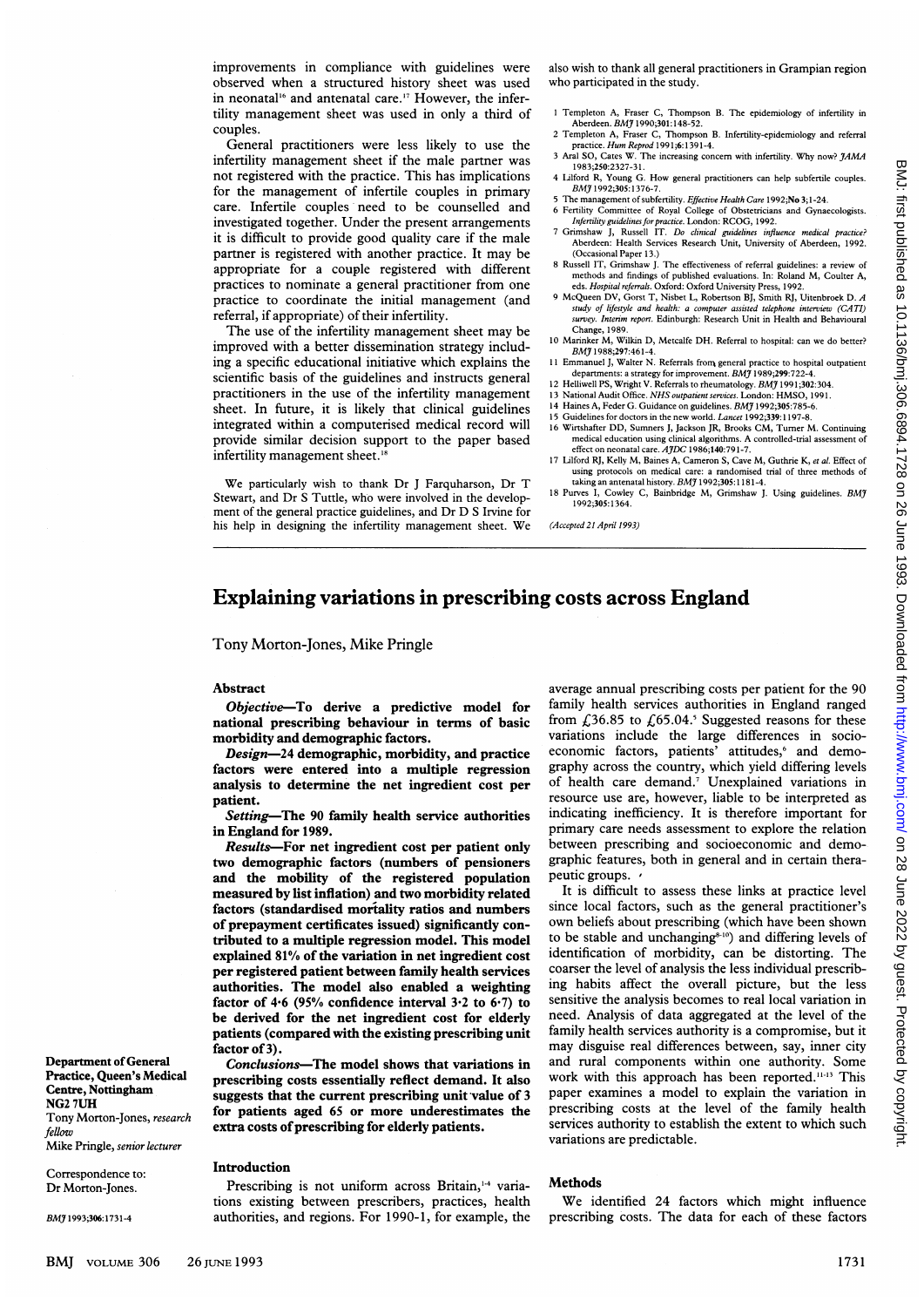improvements in compliance with guidelines were observed when a structured history sheet was used in neonatal[16] and antenatal care.[17] However, the infertility management sheet was used in only a third of couples.

General practitioners were less likely to use the infertility management sheet if the male partner was not registered with the practice. This has implications for the management of infertile couples in primary care. Infertile couples need to be counselled and investigated together. Under the present arrangements it is difficult to provide good quality care if the male partner is registered with another practice. It may be appropriate for a couple registered with different practices to nominate a general practitioner from one practice to coordinate the initial management (and referral, if appropriate) of their infertility.

The use of the infertility management sheet may be improved with a better dissemination strategy including a specific educational initiative which explains the scientific basis of the guidelines and instructs general practitioners in the use of the infertility management sheet. In future, it is likely that clinical guidelines integrated within a computerised medical record will provide similar decision support to the paper based infertility management sheet.[18]

We particularly wish to thank Dr J Farquharson, Dr T Stewart, and Dr S Tuttle, who were involved in the development of the general practice guidelines, and Dr D S Irvine for his help in designing the infertility management sheet. We also wish to thank all general practitioners in Grampian region who participated in the study.

1 Templeton A, Fraser C, Thompson B. The epidemiology of infertility in Aberdeen. *BMJ* 1990;301:148-52.
2 Templeton A, Fraser C, Thompson B. Infertility-epidemiology and referral practice. *Hum Reprod* 1991;6:1391-4.
3 Aral SO, Cates W. The increasing concern with infertility. Why now? *JAMA* 1983;250:2327-31.
4 Lilford R, Young G. How general practitioners can help subfertile couples. *BMJ* 1992;305:1376-7.
5 The management of subfertility. *Effective Health Care* 1992;No 3;1-24.
6 Fertility Committee of Royal College of Obstetricians and Gynaecologists. *Infertility guidelines for practice.* London: RCOG, 1992.
7 Grimshaw J, Russell IT. *Do clinical guidelines influence medical practice?* Aberdeen: Health Services Research Unit, University of Aberdeen, 1992. (Occasional Paper 13.)
8 Russell IT, Grimshaw J. The effectiveness of referral guidelines: a review of methods and findings of published evaluations. In: Roland M, Coulter A, eds. *Hospital referrals.* Oxford: Oxford University Press, 1992.
9 McQueen DV, Gorst T, Nisbet L, Robertson BJ, Smith RJ, Uitenbroek D. *A study of lifestyle and health: a computer assisted telephone interview (CATI) survey. Interim report.* Edinburgh: Research Unit in Health and Behavioural Change, 1989.
10 Marinker M, Wilkin D, Metcalfe DH. Referral to hospital: can we do better? *BMJ* 1988;297:461-4.
11 Emmanuel J, Walter N. Referrals from general practice to hospital outpatient departments: a strategy for improvement. *BMJ* 1989;299:722-4.
12 Helliwell PS, Wright V. Referrals to rheumatology. *BMJ* 1991;302:304.
13 National Audit Office. *NHS outpatient services.* London: HMSO, 1991.
14 Haines A, Feder G. Guidance on guidelines. *BMJ* 1992;305:785-6.
15 Guidelines for doctors in the new world. *Lancet* 1992;339:1197-8.
16 Wirtshafter DD, Sumners J, Jackson JR, Brooks CM, Turner M. Continuing medical education using clinical algorithms. A controlled-trial assessment of effect on neonatal care. *AJDC* 1986;140:791-7.
17 Lilford RJ, Kelly M, Baines A, Cameron S, Cave M, Guthrie K, *et al.* Effect of using protocols on medical care: a randomised trial of three methods of taking an antenatal history. *BMJ* 1992;305:1181-4.
18 Purves I, Cowley C, Bainbridge M, Grimshaw J. Using guidelines. *BMJ* 1992;305:1364.

*(Accepted 21 April 1993)*

# Explaining variations in prescribing costs across England

Tony Morton-Jones, Mike Pringle

**Department of General Practice, Queen's Medical Centre, Nottingham NG2 7UH**
Tony Morton-Jones, *research fellow*
Mike Pringle, *senior lecturer*

Correspondence to: Dr Morton-Jones.

*BMJ* 1993;306:1731-4

## Abstract

***Objective***—**To derive a predictive model for national prescribing behaviour in terms of basic morbidity and demographic factors.**

***Design***—**24 demographic, morbidity, and practice factors were entered into a multiple regression analysis to determine the net ingredient cost per patient.**

***Setting***—**The 90 family health service authorities in England for 1989.**

***Results***—**For net ingredient cost per patient only two demographic factors (numbers of pensioners and the mobility of the registered population measured by list inflation) and two morbidity related factors (standardised mortality ratios and numbers of prepayment certificates issued) significantly contributed to a multiple regression model. This model explained 81% of the variation in net ingredient cost per registered patient between family health services authorities. The model also enabled a weighting factor of 4·6 (95% confidence interval 3·2 to 6·7) to be derived for the net ingredient cost for elderly patients (compared with the existing prescribing unit factor of 3).**

***Conclusions***—**The model shows that variations in prescribing costs essentially reflect demand. It also suggests that the current prescribing unit value of 3 for patients aged 65 or more underestimates the extra costs of prescribing for elderly patients.**

## Introduction

Prescribing is not uniform across Britain,[1-4] variations existing between prescribers, practices, health authorities, and regions. For 1990-1, for example, the average annual prescribing costs per patient for the 90 family health services authorities in England ranged from £36.85 to £65.04.[5] Suggested reasons for these variations include the large differences in socioeconomic factors, patients' attitudes,[6] and demography across the country, which yield differing levels of health care demand.[7] Unexplained variations in resource use are, however, liable to be interpreted as indicating inefficiency. It is therefore important for primary care needs assessment to explore the relation between prescribing and socioeconomic and demographic features, both in general and in certain therapeutic groups.

It is difficult to assess these links at practice level since local factors, such as the general practitioner's own beliefs about prescribing (which have been shown to be stable and unchanging[8-10]) and differing levels of identification of morbidity, can be distorting. The coarser the level of analysis the less individual prescribing habits affect the overall picture, but the less sensitive the analysis becomes to real local variation in need. Analysis of data aggregated at the level of the family health services authority is a compromise, but it may disguise real differences between, say, inner city and rural components within one authority. Some work with this approach has been reported.[11-13] This paper examines a model to explain the variation in prescribing costs at the level of the family health services authority to establish the extent to which such variations are predictable.

## Methods

We identified 24 factors which might influence prescribing costs. The data for each of these factors